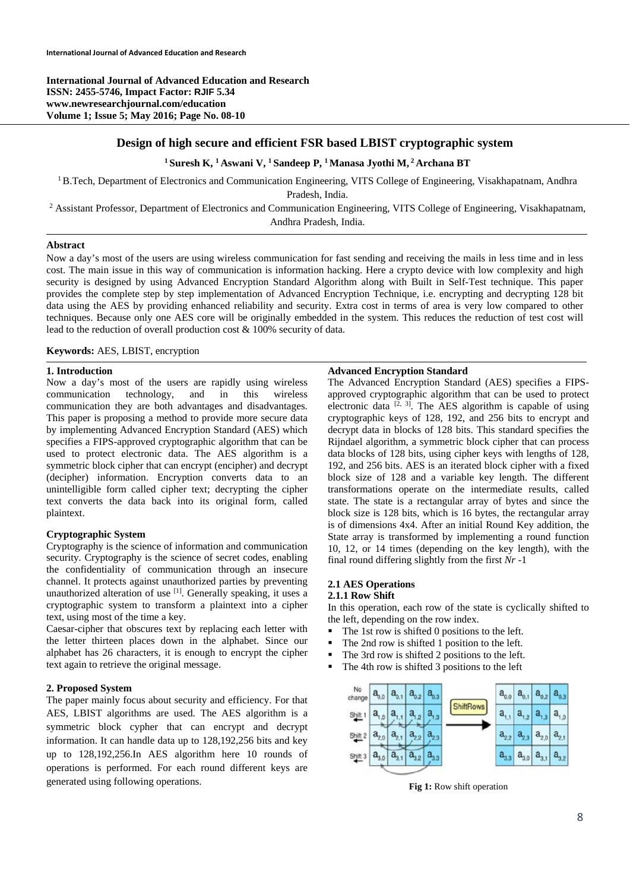# Design of high secure and efficient FSR based LBIST cryptographic system

**[1] Suresh K, [1] Aswani V, [1] Sandeep P, [1] Manasa Jyothi M, [2] Archana BT**

[1] B.Tech, Department of Electronics and Communication Engineering, VITS College of Engineering, Visakhapatnam, Andhra Pradesh, India.

[2] Assistant Professor, Department of Electronics and Communication Engineering, VITS College of Engineering, Visakhapatnam, Andhra Pradesh, India.

## Abstract

Now a day's most of the users are using wireless communication for fast sending and receiving the mails in less time and in less cost. The main issue in this way of communication is information hacking. Here a crypto device with low complexity and high security is designed by using Advanced Encryption Standard Algorithm along with Built in Self-Test technique. This paper provides the complete step by step implementation of Advanced Encryption Technique, i.e. encrypting and decrypting 128 bit data using the AES by providing enhanced reliability and security. Extra cost in terms of area is very low compared to other techniques. Because only one AES core will be originally embedded in the system. This reduces the reduction of test cost will lead to the reduction of overall production cost & 100% security of data.

**Keywords:** AES, LBIST, encryption

## 1. Introduction

Now a day's most of the users are rapidly using wireless communication technology, and in this wireless communication they are both advantages and disadvantages. This paper is proposing a method to provide more secure data by implementing Advanced Encryption Standard (AES) which specifies a FIPS-approved cryptographic algorithm that can be used to protect electronic data. The AES algorithm is a symmetric block cipher that can encrypt (encipher) and decrypt (decipher) information. Encryption converts data to an unintelligible form called cipher text; decrypting the cipher text converts the data back into its original form, called plaintext.

### Cryptographic System

Cryptography is the science of information and communication security. Cryptography is the science of secret codes, enabling the confidentiality of communication through an insecure channel. It protects against unauthorized parties by preventing unauthorized alteration of use [1]. Generally speaking, it uses a cryptographic system to transform a plaintext into a cipher text, using most of the time a key.

Caesar-cipher that obscures text by replacing each letter with the letter thirteen places down in the alphabet. Since our alphabet has 26 characters, it is enough to encrypt the cipher text again to retrieve the original message.

## 2. Proposed System

The paper mainly focus about security and efficiency. For that AES, LBIST algorithms are used. The AES algorithm is a symmetric block cypher that can encrypt and decrypt information. It can handle data up to 128,192,256 bits and key up to 128,192,256.In AES algorithm here 10 rounds of operations is performed. For each round different keys are generated using following operations.

### Advanced Encryption Standard

The Advanced Encryption Standard (AES) specifies a FIPS-approved cryptographic algorithm that can be used to protect electronic data [2, 3]. The AES algorithm is capable of using cryptographic keys of 128, 192, and 256 bits to encrypt and decrypt data in blocks of 128 bits. This standard specifies the Rijndael algorithm, a symmetric block cipher that can process data blocks of 128 bits, using cipher keys with lengths of 128, 192, and 256 bits. AES is an iterated block cipher with a fixed block size of 128 and a variable key length. The different transformations operate on the intermediate results, called state. The state is a rectangular array of bytes and since the block size is 128 bits, which is 16 bytes, the rectangular array is of dimensions 4x4. After an initial Round Key addition, the State array is transformed by implementing a round function 10, 12, or 14 times (depending on the key length), with the final round differing slightly from the first *Nr* -1

### 2.1 AES Operations

#### 2.1.1 Row Shift

In this operation, each row of the state is cyclically shifted to the left, depending on the row index.

- The 1st row is shifted 0 positions to the left.
- The 2nd row is shifted 1 position to the left.
- The 3rd row is shifted 2 positions to the left.
- The 4th row is shifted 3 positions to the left

**Fig 1:** Row shift operation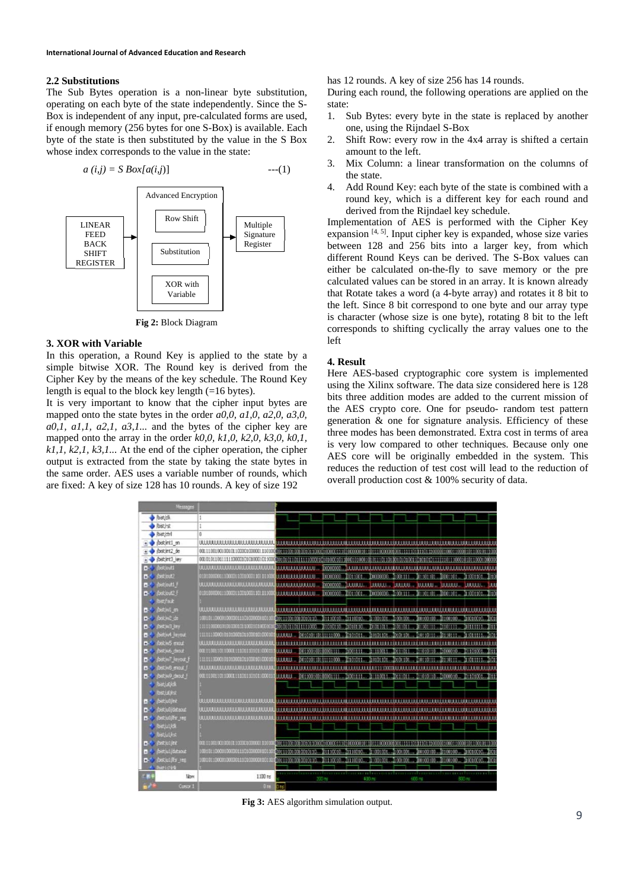## 2.2 Substitutions

The Sub Bytes operation is a non-linear byte substitution, operating on each byte of the state independently. Since the S-Box is independent of any input, pre-calculated forms are used, if enough memory (256 bytes for one S-Box) is available. Each byte of the state is then substituted by the value in the S Box whose index corresponds to the value in the state:

$$a(i,j) = S\,Box[a(i,j)] \qquad \text{---(1)}$$

LINEAR FEED BACK SHIFT REGISTER

Advanced Encryption

Row Shift

Substitution

XOR with Variable

Multiple Signature Register

**Fig 2:** Block Diagram

## 3. XOR with Variable

In this operation, a Round Key is applied to the state by a simple bitwise XOR. The Round key is derived from the Cipher Key by the means of the key schedule. The Round Key length is equal to the block key length (=16 bytes).

It is very important to know that the cipher input bytes are mapped onto the state bytes in the order $a0,0$, $a1,0$, $a2,0$, $a3,0$, $a0,1$, $a1,1$, $a2,1$, $a3,1$... and the bytes of the cipher key are mapped onto the array in the order $k0,0$, $k1,0$, $k2,0$, $k3,0$, $k0,1$, $k1,1$, $k2,1$, $k3,1$... At the end of the cipher operation, the cipher output is extracted from the state by taking the state bytes in the same order. AES uses a variable number of rounds, which are fixed: A key of size 128 has 10 rounds. A key of size 192 has 12 rounds. A key of size 256 has 14 rounds.

During each round, the following operations are applied on the state:

1. Sub Bytes: every byte in the state is replaced by another one, using the Rijndael S-Box
2. Shift Row: every row in the 4x4 array is shifted a certain amount to the left.
3. Mix Column: a linear transformation on the columns of the state.
4. Add Round Key: each byte of the state is combined with a round key, which is a different key for each round and derived from the Rijndael key schedule.

Implementation of AES is performed with the Cipher Key expansion [4, 5]. Input cipher key is expanded, whose size varies between 128 and 256 bits into a larger key, from which different Round Keys can be derived. The S-Box values can either be calculated on-the-fly to save memory or the pre calculated values can be stored in an array. It is known already that Rotate takes a word (a 4-byte array) and rotates it 8 bit to the left. Since 8 bit correspond to one byte and our array type is character (whose size is one byte), rotating 8 bit to the left corresponds to shifting cyclically the array values one to the left

## 4. Result

Here AES-based cryptographic core system is implemented using the Xilinx software. The data size considered here is 128 bits three addition modes are added to the current mission of the AES crypto core. One for pseudo- random test pattern generation & one for signature analysis. Efficiency of these three modes has been demonstrated. Extra cost in terms of area is very low compared to other techniques. Because only one AES core will be originally embedded in the system. This reduces the reduction of test cost will lead to the reduction of overall production cost & 100% security of data.

**Fig 3:** AES algorithm simulation output.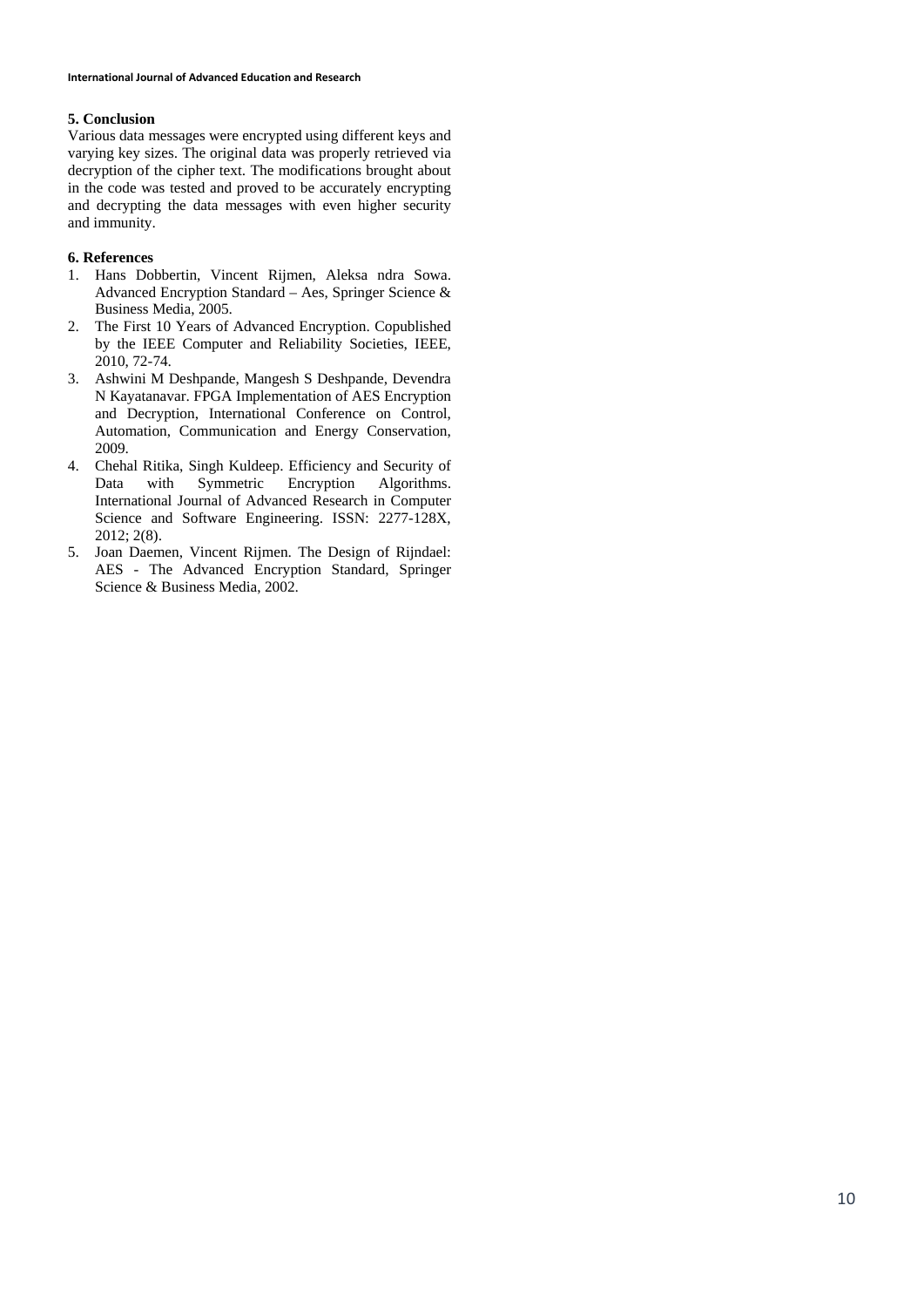## 5. Conclusion

Various data messages were encrypted using different keys and varying key sizes. The original data was properly retrieved via decryption of the cipher text. The modifications brought about in the code was tested and proved to be accurately encrypting and decrypting the data messages with even higher security and immunity.

## 6. References

1. Hans Dobbertin, Vincent Rijmen, Aleksa ndra Sowa. Advanced Encryption Standard – Aes, Springer Science & Business Media, 2005.
2. The First 10 Years of Advanced Encryption. Copublished by the IEEE Computer and Reliability Societies, IEEE, 2010, 72-74.
3. Ashwini M Deshpande, Mangesh S Deshpande, Devendra N Kayatanavar. FPGA Implementation of AES Encryption and Decryption, International Conference on Control, Automation, Communication and Energy Conservation, 2009.
4. Chehal Ritika, Singh Kuldeep. Efficiency and Security of Data with Symmetric Encryption Algorithms. International Journal of Advanced Research in Computer Science and Software Engineering. ISSN: 2277-128X, 2012; 2(8).
5. Joan Daemen, Vincent Rijmen. The Design of Rijndael: AES - The Advanced Encryption Standard, Springer Science & Business Media, 2002.